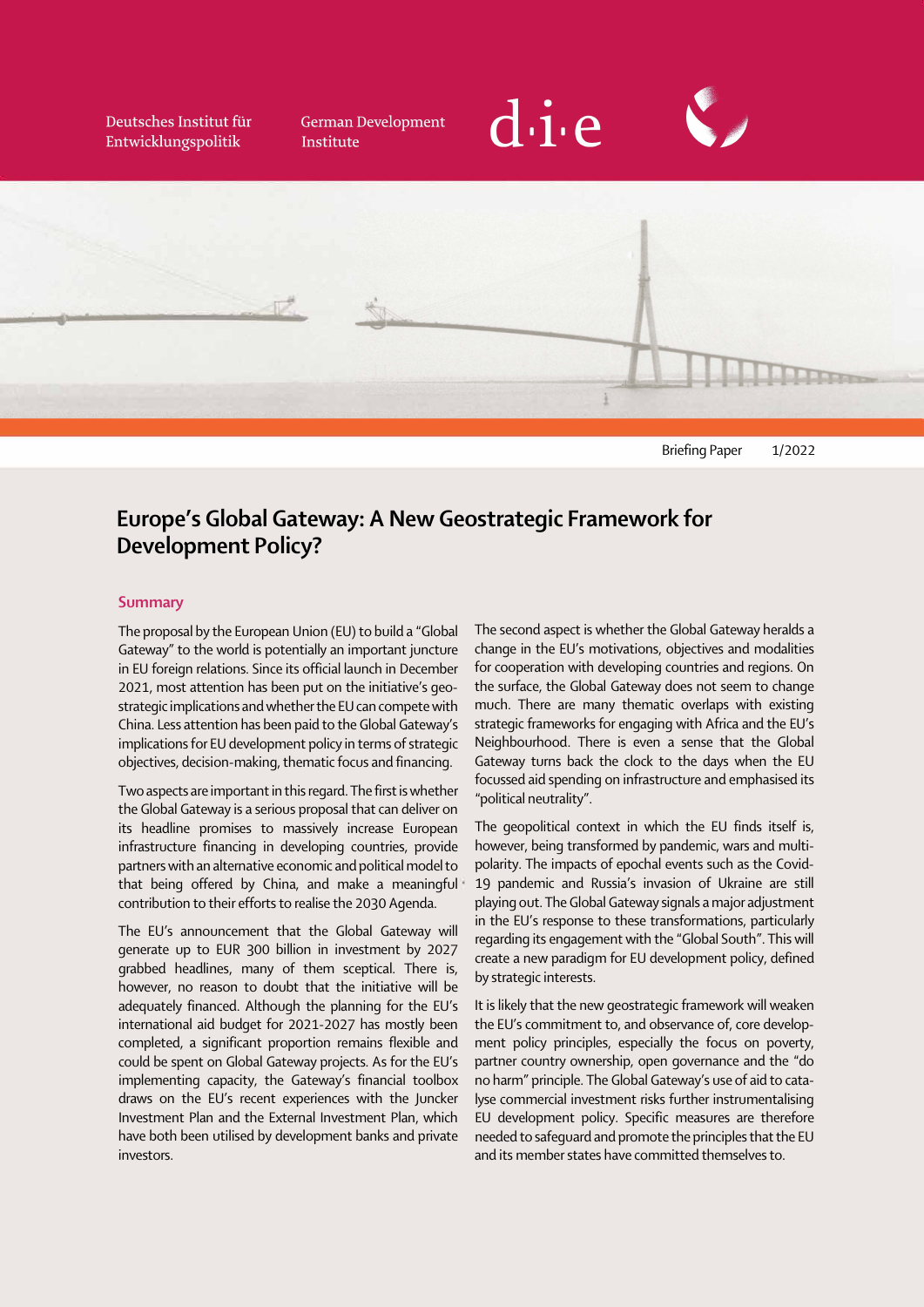Deutsches Institut für Entwicklungspolitik

German Development Institute

Briefing Paper 1/2022

# Europe's Global Gateway: A New Geostrategic Framework for Development Policy?

## Summary

The proposal by the European Union (EU) to build a "Global Gateway" to the world is potentially an important juncture in EU foreign relations. Since its official launch in December 2021, most attention has been put on the initiative's geostrategic implications and whether the EU can compete with China. Less attention has been paid to the Global Gateway's implications for EU development policy in terms of strategic objectives, decision-making, thematic focus and financing.

Two aspects are important in this regard. The first is whether the Global Gateway is a serious proposal that can deliver on its headline promises to massively increase European infrastructure financing in developing countries, provide partners with an alternative economic and political model to that being offered by China, and make a meaningful contribution to their efforts to realise the 2030 Agenda.

The EU's announcement that the Global Gateway will generate up to EUR 300 billion in investment by 2027 grabbed headlines, many of them sceptical. There is, however, no reason to doubt that the initiative will be adequately financed. Although the planning for the EU's international aid budget for 2021-2027 has mostly been completed, a significant proportion remains flexible and could be spent on Global Gateway projects. As for the EU's implementing capacity, the Gateway's financial toolbox draws on the EU's recent experiences with the Juncker Investment Plan and the External Investment Plan, which have both been utilised by development banks and private investors.

The second aspect is whether the Global Gateway heralds a change in the EU's motivations, objectives and modalities for cooperation with developing countries and regions. On the surface, the Global Gateway does not seem to change much. There are many thematic overlaps with existing strategic frameworks for engaging with Africa and the EU's Neighbourhood. There is even a sense that the Global Gateway turns back the clock to the days when the EU focussed aid spending on infrastructure and emphasised its "political neutrality".

The geopolitical context in which the EU finds itself is, however, being transformed by pandemic, wars and multipolarity. The impacts of epochal events such as the Covid-19 pandemic and Russia's invasion of Ukraine are still playing out. The Global Gateway signals a major adjustment in the EU's response to these transformations, particularly regarding its engagement with the "Global South". This will create a new paradigm for EU development policy, defined by strategic interests.

It is likely that the new geostrategic framework will weaken the EU's commitment to, and observance of, core development policy principles, especially the focus on poverty, partner country ownership, open governance and the "do no harm" principle. The Global Gateway's use of aid to catalyse commercial investment risks further instrumentalising EU development policy. Specific measures are therefore needed to safeguard and promote the principles that the EU and its member states have committed themselves to.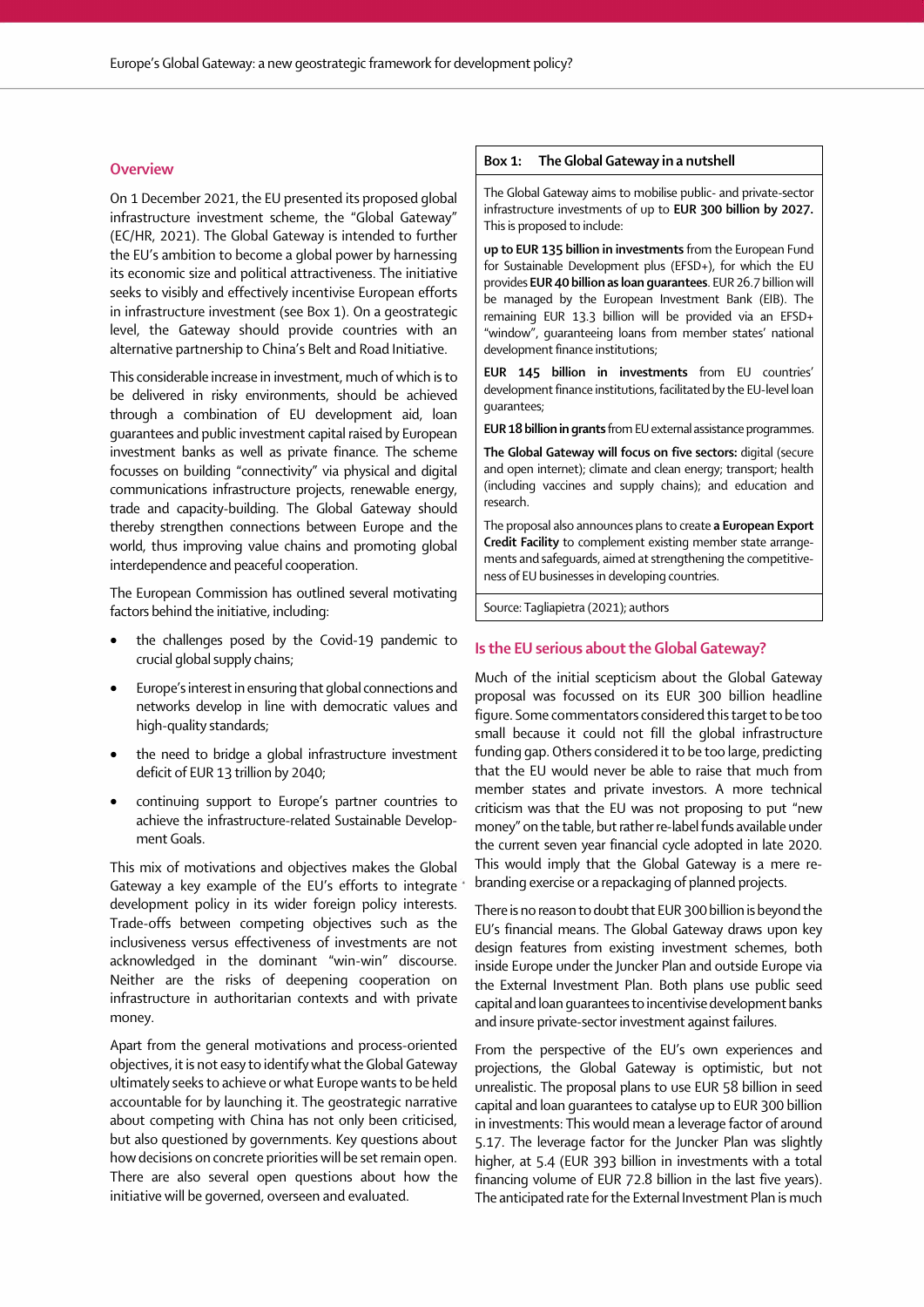## Overview

On 1 December 2021, the EU presented its proposed global infrastructure investment scheme, the "Global Gateway" (EC/HR, 2021). The Global Gateway is intended to further the EU's ambition to become a global power by harnessing its economic size and political attractiveness. The initiative seeks to visibly and effectively incentivise European efforts in infrastructure investment (see Box 1). On a geostrategic level, the Gateway should provide countries with an alternative partnership to China's Belt and Road Initiative.

This considerable increase in investment, much of which is to be delivered in risky environments, should be achieved through a combination of EU development aid, loan guarantees and public investment capital raised by European investment banks as well as private finance. The scheme focusses on building "connectivity" via physical and digital communications infrastructure projects, renewable energy, trade and capacity-building. The Global Gateway should thereby strengthen connections between Europe and the world, thus improving value chains and promoting global interdependence and peaceful cooperation.

The European Commission has outlined several motivating factors behind the initiative, including:

- the challenges posed by the Covid-19 pandemic to crucial global supply chains;
- Europe's interest in ensuring that global connections and networks develop in line with democratic values and high-quality standards;
- the need to bridge a global infrastructure investment deficit of EUR 13 trillion by 2040;
- continuing support to Europe's partner countries to achieve the infrastructure-related Sustainable Development Goals.

This mix of motivations and objectives makes the Global Gateway a key example of the EU's efforts to integrate development policy in its wider foreign policy interests. Trade-offs between competing objectives such as the inclusiveness versus effectiveness of investments are not acknowledged in the dominant "win-win" discourse. Neither are the risks of deepening cooperation on infrastructure in authoritarian contexts and with private money.

Apart from the general motivations and process-oriented objectives, it is not easy to identify what the Global Gateway ultimately seeks to achieve or what Europe wants to be held accountable for by launching it. The geostrategic narrative about competing with China has not only been criticised, but also questioned by governments. Key questions about how decisions on concrete priorities will be set remain open. There are also several open questions about how the initiative will be governed, overseen and evaluated.

> **Box 1: The Global Gateway in a nutshell**
>
> The Global Gateway aims to mobilise public- and private-sector infrastructure investments of up to **EUR 300 billion by 2027.** This is proposed to include:
>
> **up to EUR 135 billion in investments** from the European Fund for Sustainable Development plus (EFSD+), for which the EU provides **EUR 40 billion as loan guarantees**. EUR 26.7 billion will be managed by the European Investment Bank (EIB). The remaining EUR 13.3 billion will be provided via an EFSD+ "window", guaranteeing loans from member states' national development finance institutions;
>
> **EUR 145 billion in investments** from EU countries' development finance institutions, facilitated by the EU-level loan guarantees;
>
> **EUR 18 billion in grants** from EU external assistance programmes.
>
> **The Global Gateway will focus on five sectors:** digital (secure and open internet); climate and clean energy; transport; health (including vaccines and supply chains); and education and research.
>
> The proposal also announces plans to create **a European Export Credit Facility** to complement existing member state arrangements and safeguards, aimed at strengthening the competitiveness of EU businesses in developing countries.
>
> Source: Tagliapietra (2021); authors

## Is the EU serious about the Global Gateway?

Much of the initial scepticism about the Global Gateway proposal was focussed on its EUR 300 billion headline figure. Some commentators considered this target to be too small because it could not fill the global infrastructure funding gap. Others considered it to be too large, predicting that the EU would never be able to raise that much from member states and private investors. A more technical criticism was that the EU was not proposing to put "new money" on the table, but rather re-label funds available under the current seven year financial cycle adopted in late 2020. This would imply that the Global Gateway is a mere re-branding exercise or a repackaging of planned projects.

There is no reason to doubt that EUR 300 billion is beyond the EU's financial means. The Global Gateway draws upon key design features from existing investment schemes, both inside Europe under the Juncker Plan and outside Europe via the External Investment Plan. Both plans use public seed capital and loan guarantees to incentivise development banks and insure private-sector investment against failures.

From the perspective of the EU's own experiences and projections, the Global Gateway is optimistic, but not unrealistic. The proposal plans to use EUR 58 billion in seed capital and loan guarantees to catalyse up to EUR 300 billion in investments: This would mean a leverage factor of around 5.17. The leverage factor for the Juncker Plan was slightly higher, at 5.4 (EUR 393 billion in investments with a total financing volume of EUR 72.8 billion in the last five years). The anticipated rate for the External Investment Plan is much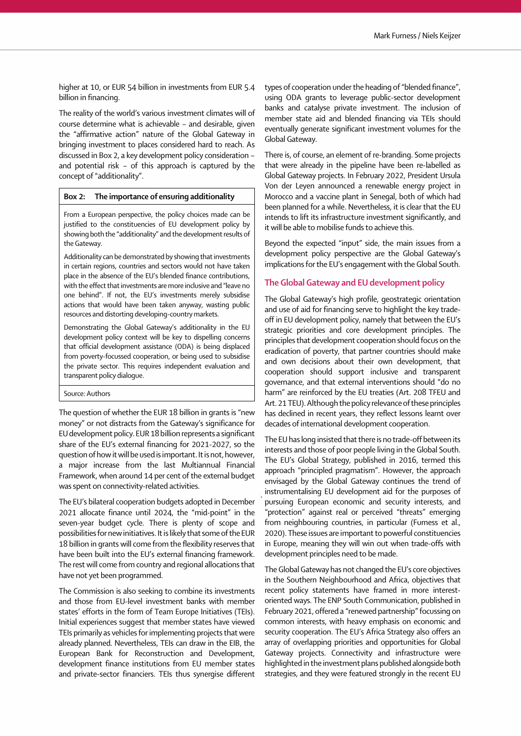higher at 10, or EUR 54 billion in investments from EUR 5.4 billion in financing.

The reality of the world's various investment climates will of course determine what is achievable – and desirable, given the "affirmative action" nature of the Global Gateway in bringing investment to places considered hard to reach. As discussed in Box 2, a key development policy consideration – and potential risk – of this approach is captured by the concept of "additionality".

**Box 2: The importance of ensuring additionality**

From a European perspective, the policy choices made can be justified to the constituencies of EU development policy by showing both the "additionality" and the development results of the Gateway.

Additionality can be demonstrated by showing that investments in certain regions, countries and sectors would not have taken place in the absence of the EU's blended finance contributions, with the effect that investments are more inclusive and "leave no one behind". If not, the EU's investments merely subsidise actions that would have been taken anyway, wasting public resources and distorting developing-country markets.

Demonstrating the Global Gateway's additionality in the EU development policy context will be key to dispelling concerns that official development assistance (ODA) is being displaced from poverty-focussed cooperation, or being used to subsidise the private sector. This requires independent evaluation and transparent policy dialogue.

Source: Authors

The question of whether the EUR 18 billion in grants is "new money" or not distracts from the Gateway's significance for EU development policy. EUR 18 billion represents a significant share of the EU's external financing for 2021-2027, so the question of how it will be used is important. It is not, however, a major increase from the last Multiannual Financial Framework, when around 14 per cent of the external budget was spent on connectivity-related activities.

The EU's bilateral cooperation budgets adopted in December 2021 allocate finance until 2024, the "mid-point" in the seven-year budget cycle. There is plenty of scope and possibilities for new initiatives. It is likely that some of the EUR 18 billion in grants will come from the flexibility reserves that have been built into the EU's external financing framework. The rest will come from country and regional allocations that have not yet been programmed.

The Commission is also seeking to combine its investments and those from EU-level investment banks with member states' efforts in the form of Team Europe Initiatives (TEIs). Initial experiences suggest that member states have viewed TEIs primarily as vehicles for implementing projects that were already planned. Nevertheless, TEIs can draw in the EIB, the European Bank for Reconstruction and Development, development finance institutions from EU member states and private-sector financiers. TEIs thus synergise different types of cooperation under the heading of "blended finance", using ODA grants to leverage public-sector development banks and catalyse private investment. The inclusion of member state aid and blended financing via TEIs should eventually generate significant investment volumes for the Global Gateway.

There is, of course, an element of re-branding. Some projects that were already in the pipeline have been re-labelled as Global Gateway projects. In February 2022, President Ursula Von der Leyen announced a renewable energy project in Morocco and a vaccine plant in Senegal, both of which had been planned for a while. Nevertheless, it is clear that the EU intends to lift its infrastructure investment significantly, and it will be able to mobilise funds to achieve this.

Beyond the expected "input" side, the main issues from a development policy perspective are the Global Gateway's implications for the EU's engagement with the Global South.

## The Global Gateway and EU development policy

The Global Gateway's high profile, geostrategic orientation and use of aid for financing serve to highlight the key trade-off in EU development policy, namely that between the EU's strategic priorities and core development principles. The principles that development cooperation should focus on the eradication of poverty, that partner countries should make and own decisions about their own development, that cooperation should support inclusive and transparent governance, and that external interventions should "do no harm" are reinforced by the EU treaties (Art. 208 TFEU and Art. 21 TEU). Although the policy relevance of these principles has declined in recent years, they reflect lessons learnt over decades of international development cooperation.

The EU has long insisted that there is no trade-off between its interests and those of poor people living in the Global South. The EU's Global Strategy, published in 2016, termed this approach "principled pragmatism". However, the approach envisaged by the Global Gateway continues the trend of instrumentalising EU development aid for the purposes of pursuing European economic and security interests, and "protection" against real or perceived "threats" emerging from neighbouring countries, in particular (Furness et al., 2020). These issues are important to powerful constituencies in Europe, meaning they will win out when trade-offs with development principles need to be made.

The Global Gateway has not changed the EU's core objectives in the Southern Neighbourhood and Africa, objectives that recent policy statements have framed in more interest-oriented ways. The ENP South Communication, published in February 2021, offered a "renewed partnership" focussing on common interests, with heavy emphasis on economic and security cooperation. The EU's Africa Strategy also offers an array of overlapping priorities and opportunities for Global Gateway projects. Connectivity and infrastructure were highlighted in the investment plans published alongside both strategies, and they were featured strongly in the recent EU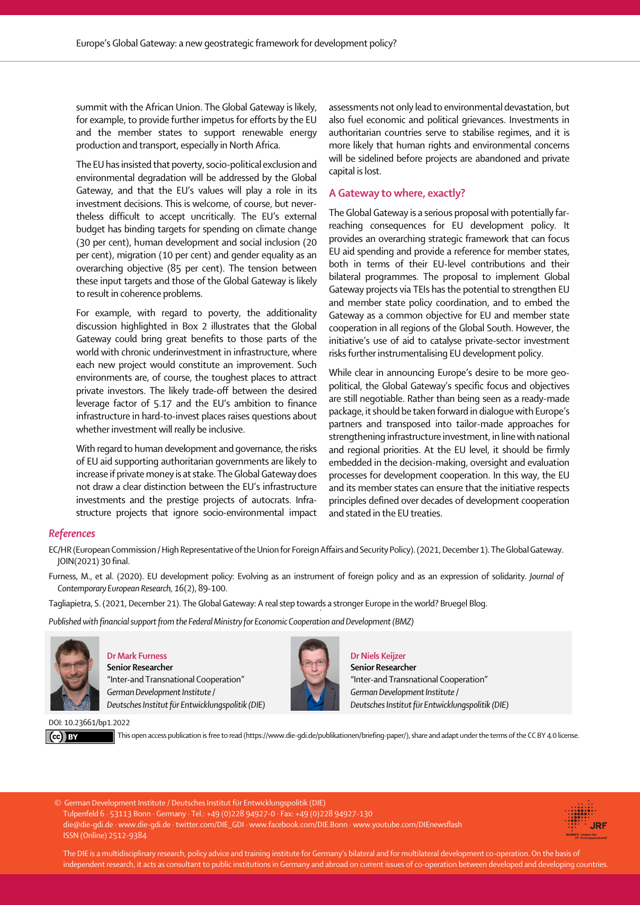summit with the African Union. The Global Gateway is likely, for example, to provide further impetus for efforts by the EU and the member states to support renewable energy production and transport, especially in North Africa.

The EU has insisted that poverty, socio-political exclusion and environmental degradation will be addressed by the Global Gateway, and that the EU's values will play a role in its investment decisions. This is welcome, of course, but nevertheless difficult to accept uncritically. The EU's external budget has binding targets for spending on climate change (30 per cent), human development and social inclusion (20 per cent), migration (10 per cent) and gender equality as an overarching objective (85 per cent). The tension between these input targets and those of the Global Gateway is likely to result in coherence problems.

For example, with regard to poverty, the additionality discussion highlighted in Box 2 illustrates that the Global Gateway could bring great benefits to those parts of the world with chronic underinvestment in infrastructure, where each new project would constitute an improvement. Such environments are, of course, the toughest places to attract private investors. The likely trade-off between the desired leverage factor of 5.17 and the EU's ambition to finance infrastructure in hard-to-invest places raises questions about whether investment will really be inclusive.

With regard to human development and governance, the risks of EU aid supporting authoritarian governments are likely to increase if private money is at stake. The Global Gateway does not draw a clear distinction between the EU's infrastructure investments and the prestige projects of autocrats. Infrastructure projects that ignore socio-environmental impact assessments not only lead to environmental devastation, but also fuel economic and political grievances. Investments in authoritarian countries serve to stabilise regimes, and it is more likely that human rights and environmental concerns will be sidelined before projects are abandoned and private capital is lost.

## A Gateway to where, exactly?

The Global Gateway is a serious proposal with potentially far-reaching consequences for EU development policy. It provides an overarching strategic framework that can focus EU aid spending and provide a reference for member states, both in terms of their EU-level contributions and their bilateral programmes. The proposal to implement Global Gateway projects via TEIs has the potential to strengthen EU and member state policy coordination, and to embed the Gateway as a common objective for EU and member state cooperation in all regions of the Global South. However, the initiative's use of aid to catalyse private-sector investment risks further instrumentalising EU development policy.

While clear in announcing Europe's desire to be more geopolitical, the Global Gateway's specific focus and objectives are still negotiable. Rather than being seen as a ready-made package, it should be taken forward in dialogue with Europe's partners and transposed into tailor-made approaches for strengthening infrastructure investment, in line with national and regional priorities. At the EU level, it should be firmly embedded in the decision-making, oversight and evaluation processes for development cooperation. In this way, the EU and its member states can ensure that the initiative respects principles defined over decades of development cooperation and stated in the EU treaties.

## References

EC/HR (European Commission / High Representative of the Union for Foreign Affairs and Security Policy). (2021, December 1). The Global Gateway. JOIN(2021) 30 final.

Furness, M., et al. (2020). EU development policy: Evolving as an instrument of foreign policy and as an expression of solidarity. *Journal of Contemporary European Research, 16*(2), 89-100.

Tagliapietra, S. (2021, December 21). The Global Gateway: A real step towards a stronger Europe in the world? Bruegel Blog.

*Published with financial support from the Federal Ministry for Economic Cooperation and Development (BMZ)*

**Dr Mark Furness**
**Senior Researcher**
"Inter-and Transnational Cooperation"
*German Development Institute / Deutsches Institut für Entwicklungspolitik (DIE)*

**Dr Niels Keijzer**
**Senior Researcher**
"Inter-and Transnational Cooperation"
*German Development Institute / Deutsches Institut für Entwicklungspolitik (DIE)*

DOI: 10.23661/bp1.2022

This open access publication is free to read (https://www.die-gdi.de/publikationen/briefing-paper/), share and adapt under the terms of the CC BY 4.0 license.

© German Development Institute / Deutsches Institut für Entwicklungspolitik (DIE)
Tulpenfeld 6 · 53113 Bonn · Germany · Tel.: +49 (0)228 94927-0 · Fax: +49 (0)228 94927-130
die@die-gdi.de · www.die-gdi.de · twitter.com/DIE_GDI · www.facebook.com/DIE.Bonn · www.youtube.com/DIEnewsflash
ISSN (Online) 2512-9384

The DIE is a multidisciplinary research, policy advice and training institute for Germany's bilateral and for multilateral development co-operation. On the basis of independent research, it acts as consultant to public institutions in Germany and abroad on current issues of co-operation between developed and developing countries.